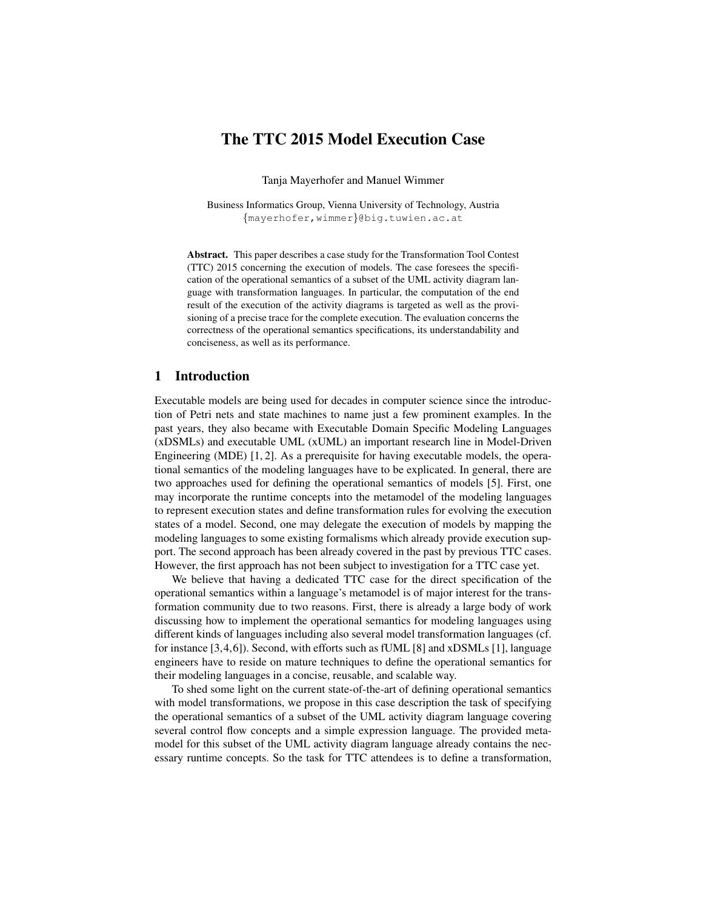# The TTC 2015 Model Execution Case

Tanja Mayerhofer and Manuel Wimmer

Business Informatics Group, Vienna University of Technology, Austria
{mayerhofer,wimmer}@big.tuwien.ac.at

**Abstract.** This paper describes a case study for the Transformation Tool Contest (TTC) 2015 concerning the execution of models. The case foresees the specification of the operational semantics of a subset of the UML activity diagram language with transformation languages. In particular, the computation of the end result of the execution of the activity diagrams is targeted as well as the provisioning of a precise trace for the complete execution. The evaluation concerns the correctness of the operational semantics specifications, its understandability and conciseness, as well as its performance.

## 1 Introduction

Executable models are being used for decades in computer science since the introduction of Petri nets and state machines to name just a few prominent examples. In the past years, they also became with Executable Domain Specific Modeling Languages (xDSMLs) and executable UML (xUML) an important research line in Model-Driven Engineering (MDE) [1, 2]. As a prerequisite for having executable models, the operational semantics of the modeling languages have to be explicated. In general, there are two approaches used for defining the operational semantics of models [5]. First, one may incorporate the runtime concepts into the metamodel of the modeling languages to represent execution states and define transformation rules for evolving the execution states of a model. Second, one may delegate the execution of models by mapping the modeling languages to some existing formalisms which already provide execution support. The second approach has been already covered in the past by previous TTC cases. However, the first approach has not been subject to investigation for a TTC case yet.

We believe that having a dedicated TTC case for the direct specification of the operational semantics within a language's metamodel is of major interest for the transformation community due to two reasons. First, there is already a large body of work discussing how to implement the operational semantics for modeling languages using different kinds of languages including also several model transformation languages (cf. for instance [3,4,6]). Second, with efforts such as fUML [8] and xDSMLs [1], language engineers have to reside on mature techniques to define the operational semantics for their modeling languages in a concise, reusable, and scalable way.

To shed some light on the current state-of-the-art of defining operational semantics with model transformations, we propose in this case description the task of specifying the operational semantics of a subset of the UML activity diagram language covering several control flow concepts and a simple expression language. The provided metamodel for this subset of the UML activity diagram language already contains the necessary runtime concepts. So the task for TTC attendees is to define a transformation,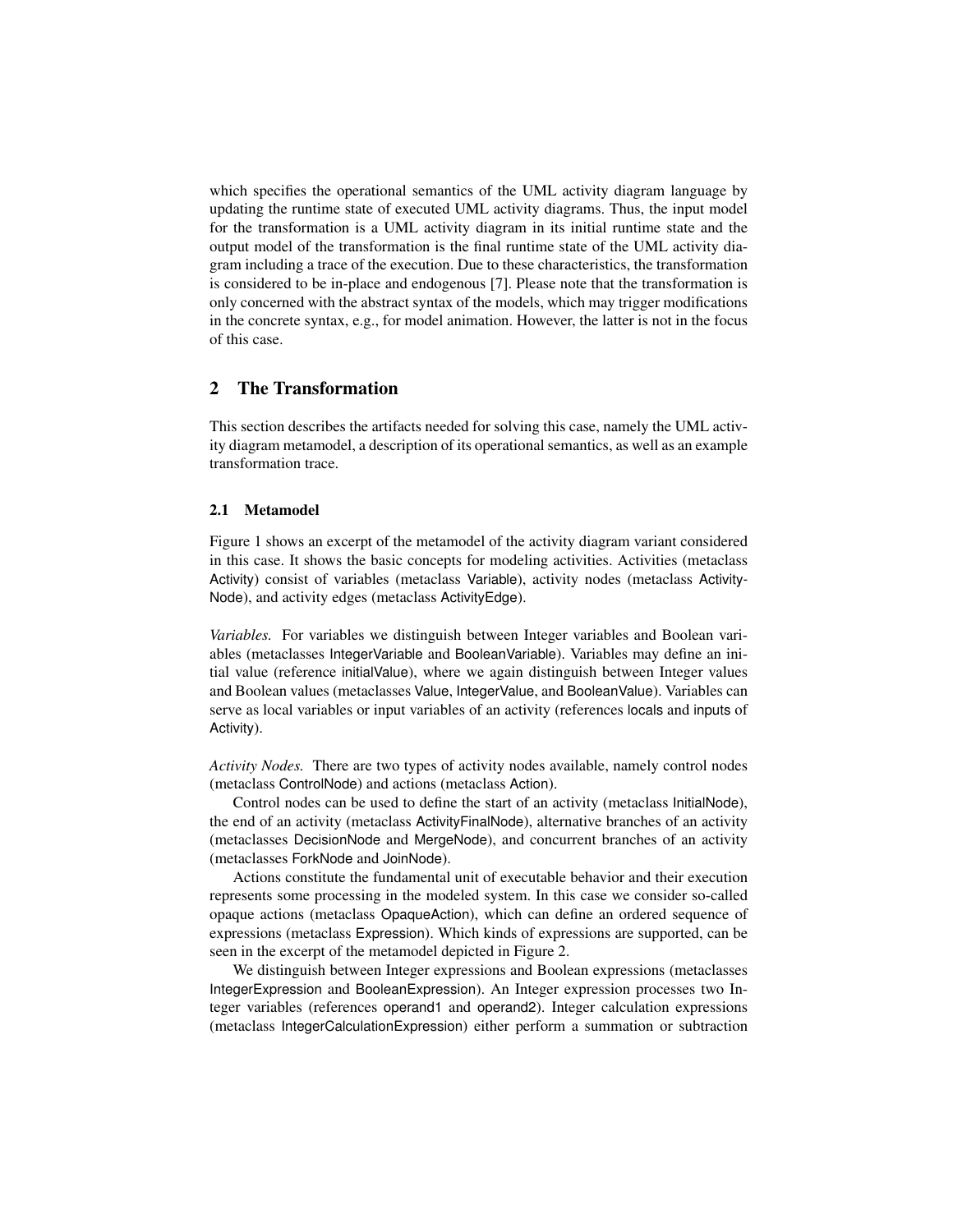which specifies the operational semantics of the UML activity diagram language by updating the runtime state of executed UML activity diagrams. Thus, the input model for the transformation is a UML activity diagram in its initial runtime state and the output model of the transformation is the final runtime state of the UML activity diagram including a trace of the execution. Due to these characteristics, the transformation is considered to be in-place and endogenous [7]. Please note that the transformation is only concerned with the abstract syntax of the models, which may trigger modifications in the concrete syntax, e.g., for model animation. However, the latter is not in the focus of this case.

## 2 The Transformation

This section describes the artifacts needed for solving this case, namely the UML activity diagram metamodel, a description of its operational semantics, as well as an example transformation trace.

### 2.1 Metamodel

Figure 1 shows an excerpt of the metamodel of the activity diagram variant considered in this case. It shows the basic concepts for modeling activities. Activities (metaclass Activity) consist of variables (metaclass Variable), activity nodes (metaclass ActivityNode), and activity edges (metaclass ActivityEdge).

*Variables.* For variables we distinguish between Integer variables and Boolean variables (metaclasses IntegerVariable and BooleanVariable). Variables may define an initial value (reference initialValue), where we again distinguish between Integer values and Boolean values (metaclasses Value, IntegerValue, and BooleanValue). Variables can serve as local variables or input variables of an activity (references locals and inputs of Activity).

*Activity Nodes.* There are two types of activity nodes available, namely control nodes (metaclass ControlNode) and actions (metaclass Action).

Control nodes can be used to define the start of an activity (metaclass InitialNode), the end of an activity (metaclass ActivityFinalNode), alternative branches of an activity (metaclasses DecisionNode and MergeNode), and concurrent branches of an activity (metaclasses ForkNode and JoinNode).

Actions constitute the fundamental unit of executable behavior and their execution represents some processing in the modeled system. In this case we consider so-called opaque actions (metaclass OpaqueAction), which can define an ordered sequence of expressions (metaclass Expression). Which kinds of expressions are supported, can be seen in the excerpt of the metamodel depicted in Figure 2.

We distinguish between Integer expressions and Boolean expressions (metaclasses IntegerExpression and BooleanExpression). An Integer expression processes two Integer variables (references operand1 and operand2). Integer calculation expressions (metaclass IntegerCalculationExpression) either perform a summation or subtraction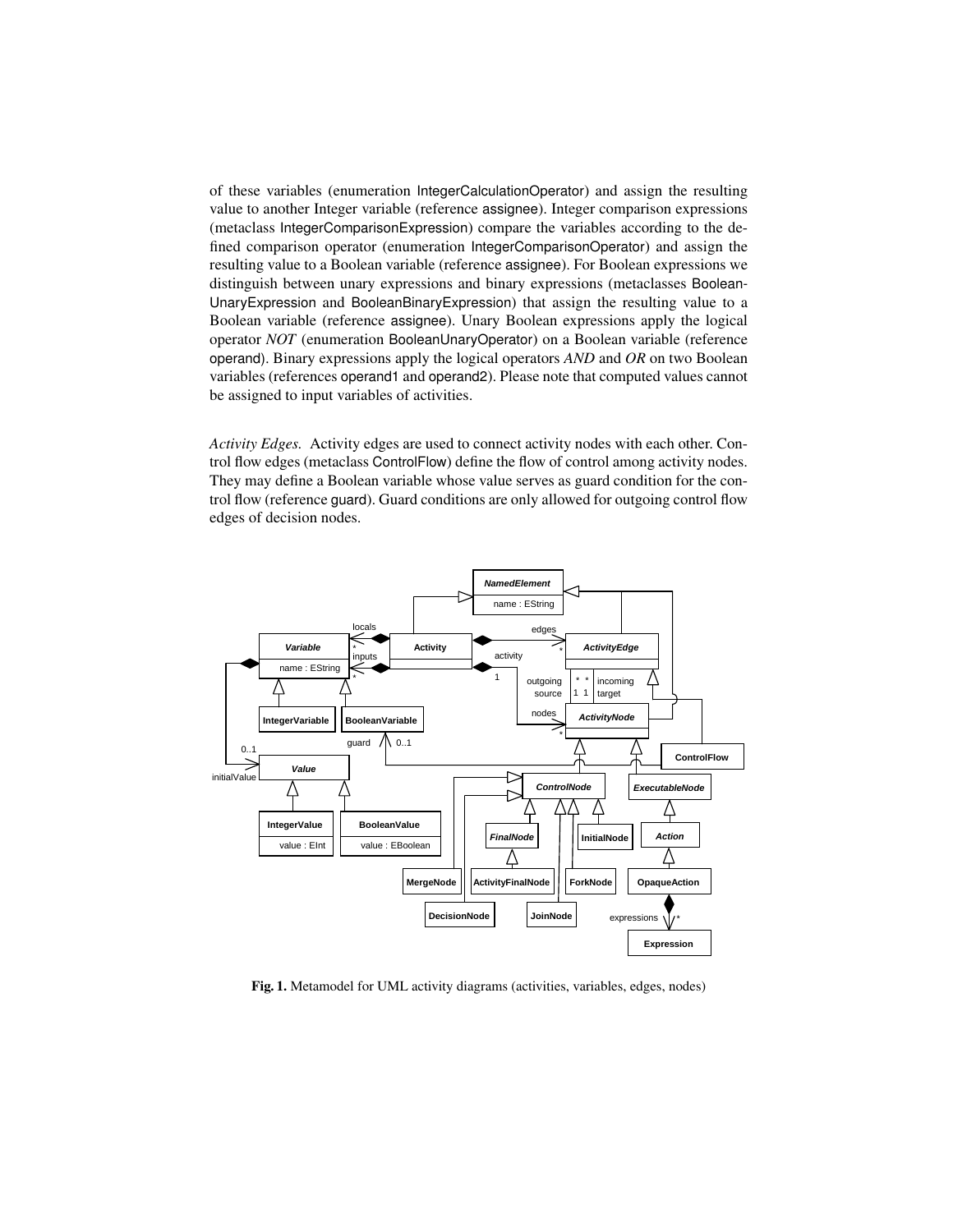of these variables (enumeration IntegerCalculationOperator) and assign the resulting value to another Integer variable (reference assignee). Integer comparison expressions (metaclass IntegerComparisonExpression) compare the variables according to the defined comparison operator (enumeration IntegerComparisonOperator) and assign the resulting value to a Boolean variable (reference assignee). For Boolean expressions we distinguish between unary expressions and binary expressions (metaclasses BooleanUnaryExpression and BooleanBinaryExpression) that assign the resulting value to a Boolean variable (reference assignee). Unary Boolean expressions apply the logical operator *NOT* (enumeration BooleanUnaryOperator) on a Boolean variable (reference operand). Binary expressions apply the logical operators *AND* and *OR* on two Boolean variables (references operand1 and operand2). Please note that computed values cannot be assigned to input variables of activities.

*Activity Edges.* Activity edges are used to connect activity nodes with each other. Control flow edges (metaclass ControlFlow) define the flow of control among activity nodes. They may define a Boolean variable whose value serves as guard condition for the control flow (reference guard). Guard conditions are only allowed for outgoing control flow edges of decision nodes.

**Fig. 1.** Metamodel for UML activity diagrams (activities, variables, edges, nodes)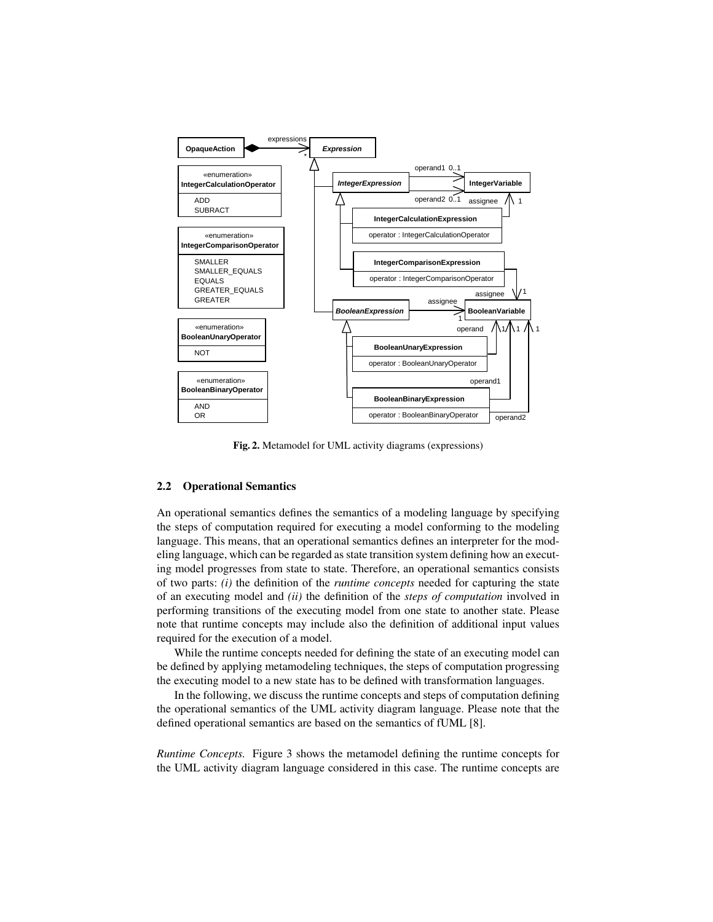**Fig. 2.** Metamodel for UML activity diagrams (expressions)

### 2.2 Operational Semantics

An operational semantics defines the semantics of a modeling language by specifying the steps of computation required for executing a model conforming to the modeling language. This means, that an operational semantics defines an interpreter for the modeling language, which can be regarded as state transition system defining how an executing model progresses from state to state. Therefore, an operational semantics consists of two parts: *(i)* the definition of the *runtime concepts* needed for capturing the state of an executing model and *(ii)* the definition of the *steps of computation* involved in performing transitions of the executing model from one state to another state. Please note that runtime concepts may include also the definition of additional input values required for the execution of a model.

While the runtime concepts needed for defining the state of an executing model can be defined by applying metamodeling techniques, the steps of computation progressing the executing model to a new state has to be defined with transformation languages.

In the following, we discuss the runtime concepts and steps of computation defining the operational semantics of the UML activity diagram language. Please note that the defined operational semantics are based on the semantics of fUML [8].

*Runtime Concepts.* Figure 3 shows the metamodel defining the runtime concepts for the UML activity diagram language considered in this case. The runtime concepts are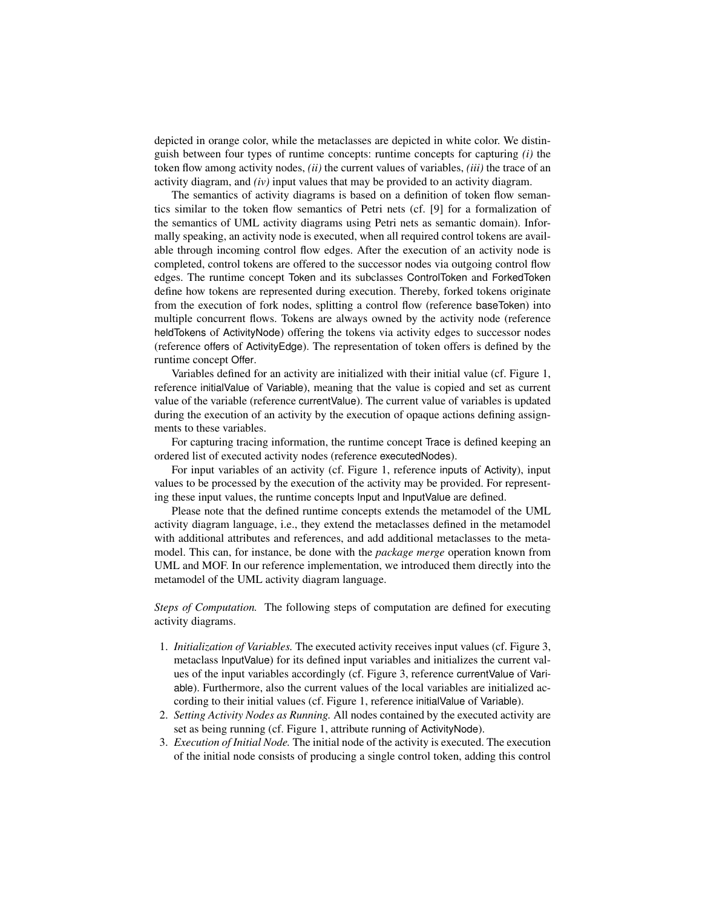depicted in orange color, while the metaclasses are depicted in white color. We distinguish between four types of runtime concepts: runtime concepts for capturing *(i)* the token flow among activity nodes, *(ii)* the current values of variables, *(iii)* the trace of an activity diagram, and *(iv)* input values that may be provided to an activity diagram.

The semantics of activity diagrams is based on a definition of token flow semantics similar to the token flow semantics of Petri nets (cf. [9] for a formalization of the semantics of UML activity diagrams using Petri nets as semantic domain). Informally speaking, an activity node is executed, when all required control tokens are available through incoming control flow edges. After the execution of an activity node is completed, control tokens are offered to the successor nodes via outgoing control flow edges. The runtime concept Token and its subclasses ControlToken and ForkedToken define how tokens are represented during execution. Thereby, forked tokens originate from the execution of fork nodes, splitting a control flow (reference baseToken) into multiple concurrent flows. Tokens are always owned by the activity node (reference heldTokens of ActivityNode) offering the tokens via activity edges to successor nodes (reference offers of ActivityEdge). The representation of token offers is defined by the runtime concept Offer.

Variables defined for an activity are initialized with their initial value (cf. Figure 1, reference initialValue of Variable), meaning that the value is copied and set as current value of the variable (reference currentValue). The current value of variables is updated during the execution of an activity by the execution of opaque actions defining assignments to these variables.

For capturing tracing information, the runtime concept Trace is defined keeping an ordered list of executed activity nodes (reference executedNodes).

For input variables of an activity (cf. Figure 1, reference inputs of Activity), input values to be processed by the execution of the activity may be provided. For representing these input values, the runtime concepts Input and InputValue are defined.

Please note that the defined runtime concepts extends the metamodel of the UML activity diagram language, i.e., they extend the metaclasses defined in the metamodel with additional attributes and references, and add additional metaclasses to the metamodel. This can, for instance, be done with the *package merge* operation known from UML and MOF. In our reference implementation, we introduced them directly into the metamodel of the UML activity diagram language.

*Steps of Computation.* The following steps of computation are defined for executing activity diagrams.

1. *Initialization of Variables.* The executed activity receives input values (cf. Figure 3, metaclass InputValue) for its defined input variables and initializes the current values of the input variables accordingly (cf. Figure 3, reference currentValue of Variable). Furthermore, also the current values of the local variables are initialized according to their initial values (cf. Figure 1, reference initialValue of Variable).
2. *Setting Activity Nodes as Running.* All nodes contained by the executed activity are set as being running (cf. Figure 1, attribute running of ActivityNode).
3. *Execution of Initial Node.* The initial node of the activity is executed. The execution of the initial node consists of producing a single control token, adding this control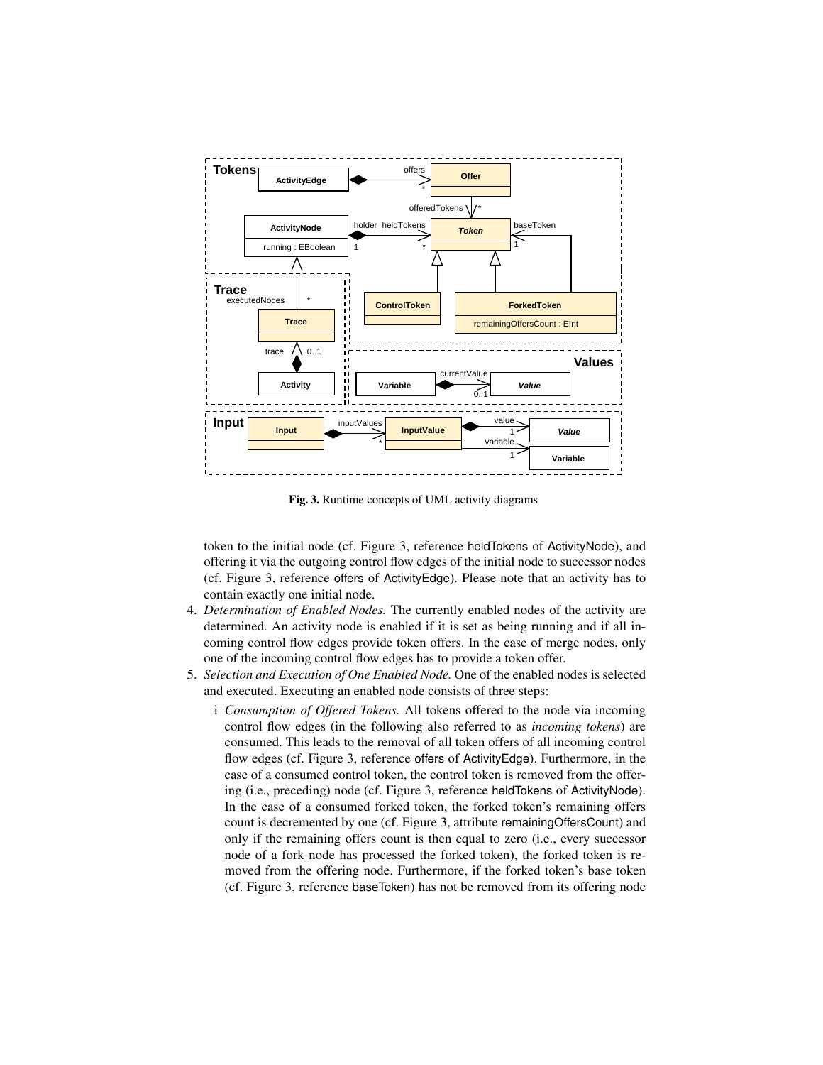Fig. 3. Runtime concepts of UML activity diagrams

token to the initial node (cf. Figure 3, reference heldTokens of ActivityNode), and offering it via the outgoing control flow edges of the initial node to successor nodes (cf. Figure 3, reference offers of ActivityEdge). Please note that an activity has to contain exactly one initial node.

4. *Determination of Enabled Nodes.* The currently enabled nodes of the activity are determined. An activity node is enabled if it is set as being running and if all incoming control flow edges provide token offers. In the case of merge nodes, only one of the incoming control flow edges has to provide a token offer.
5. *Selection and Execution of One Enabled Node.* One of the enabled nodes is selected and executed. Executing an enabled node consists of three steps:
   i *Consumption of Offered Tokens.* All tokens offered to the node via incoming control flow edges (in the following also referred to as *incoming tokens*) are consumed. This leads to the removal of all token offers of all incoming control flow edges (cf. Figure 3, reference offers of ActivityEdge). Furthermore, in the case of a consumed control token, the control token is removed from the offering (i.e., preceding) node (cf. Figure 3, reference heldTokens of ActivityNode). In the case of a consumed forked token, the forked token's remaining offers count is decremented by one (cf. Figure 3, attribute remainingOffersCount) and only if the remaining offers count is then equal to zero (i.e., every successor node of a fork node has processed the forked token), the forked token is removed from the offering node. Furthermore, if the forked token's base token (cf. Figure 3, reference baseToken) has not be removed from its offering node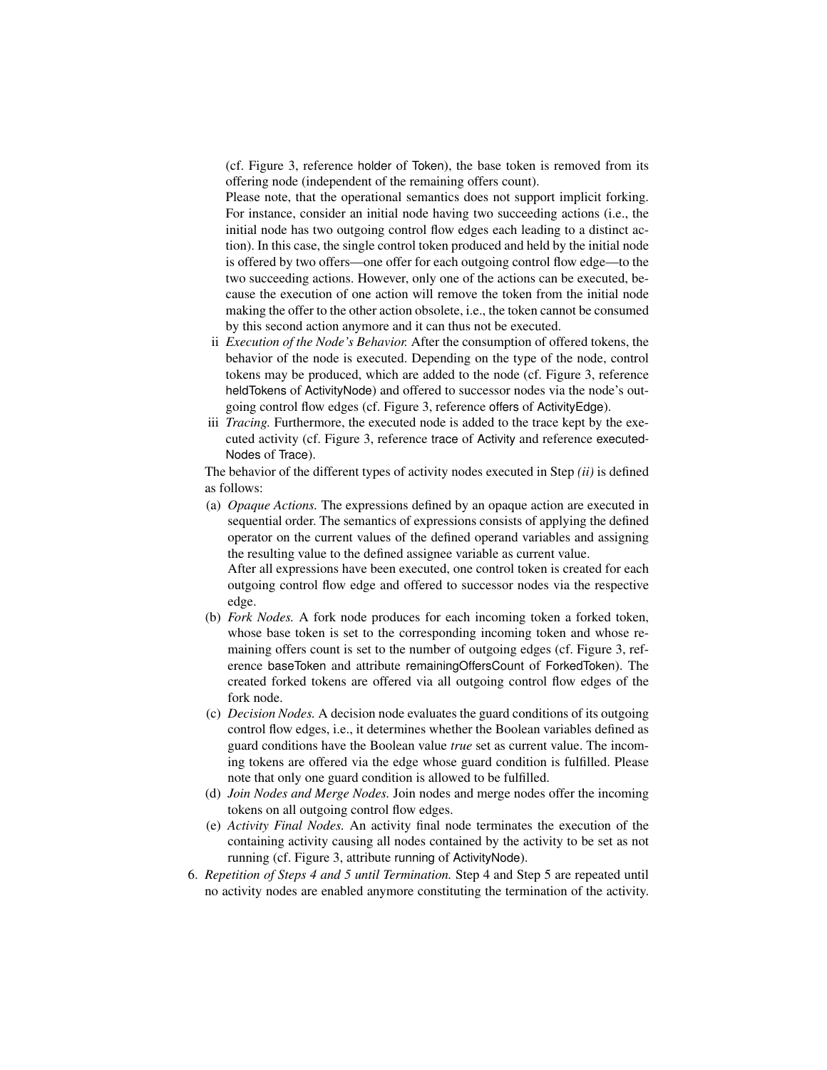(cf. Figure 3, reference holder of Token), the base token is removed from its offering node (independent of the remaining offers count).

Please note, that the operational semantics does not support implicit forking. For instance, consider an initial node having two succeeding actions (i.e., the initial node has two outgoing control flow edges each leading to a distinct action). In this case, the single control token produced and held by the initial node is offered by two offers—one offer for each outgoing control flow edge—to the two succeeding actions. However, only one of the actions can be executed, because the execution of one action will remove the token from the initial node making the offer to the other action obsolete, i.e., the token cannot be consumed by this second action anymore and it can thus not be executed.

ii *Execution of the Node's Behavior.* After the consumption of offered tokens, the behavior of the node is executed. Depending on the type of the node, control tokens may be produced, which are added to the node (cf. Figure 3, reference heldTokens of ActivityNode) and offered to successor nodes via the node's outgoing control flow edges (cf. Figure 3, reference offers of ActivityEdge).

iii *Tracing.* Furthermore, the executed node is added to the trace kept by the executed activity (cf. Figure 3, reference trace of Activity and reference executedNodes of Trace).

The behavior of the different types of activity nodes executed in Step *(ii)* is defined as follows:

(a) *Opaque Actions.* The expressions defined by an opaque action are executed in sequential order. The semantics of expressions consists of applying the defined operator on the current values of the defined operand variables and assigning the resulting value to the defined assignee variable as current value.

After all expressions have been executed, one control token is created for each outgoing control flow edge and offered to successor nodes via the respective edge.

(b) *Fork Nodes.* A fork node produces for each incoming token a forked token, whose base token is set to the corresponding incoming token and whose remaining offers count is set to the number of outgoing edges (cf. Figure 3, reference baseToken and attribute remainingOffersCount of ForkedToken). The created forked tokens are offered via all outgoing control flow edges of the fork node.

(c) *Decision Nodes.* A decision node evaluates the guard conditions of its outgoing control flow edges, i.e., it determines whether the Boolean variables defined as guard conditions have the Boolean value *true* set as current value. The incoming tokens are offered via the edge whose guard condition is fulfilled. Please note that only one guard condition is allowed to be fulfilled.

(d) *Join Nodes and Merge Nodes.* Join nodes and merge nodes offer the incoming tokens on all outgoing control flow edges.

(e) *Activity Final Nodes.* An activity final node terminates the execution of the containing activity causing all nodes contained by the activity to be set as not running (cf. Figure 3, attribute running of ActivityNode).

6. *Repetition of Steps 4 and 5 until Termination.* Step 4 and Step 5 are repeated until no activity nodes are enabled anymore constituting the termination of the activity.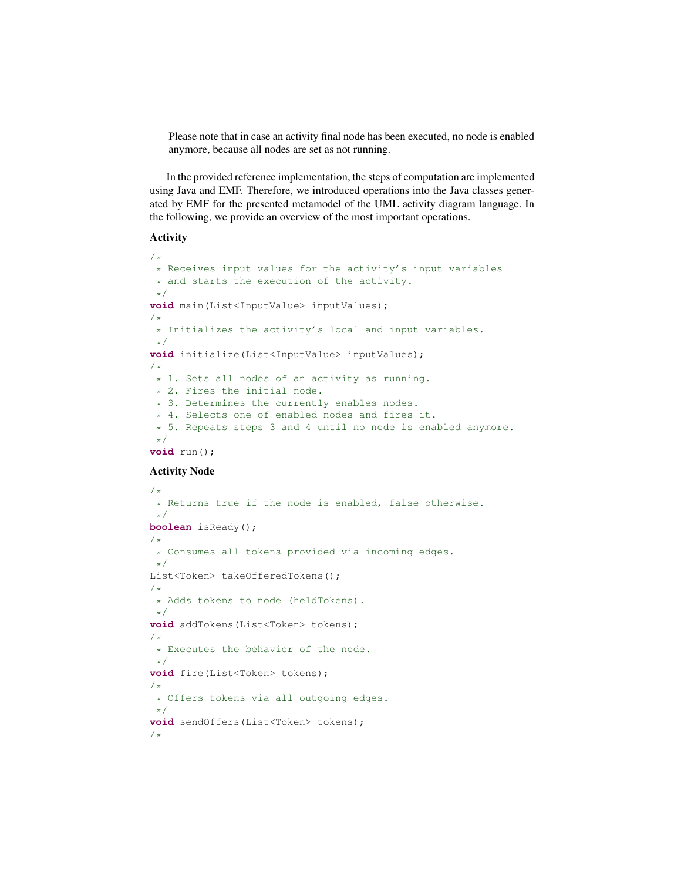Please note that in case an activity final node has been executed, no node is enabled anymore, because all nodes are set as not running.

In the provided reference implementation, the steps of computation are implemented using Java and EMF. Therefore, we introduced operations into the Java classes generated by EMF for the presented metamodel of the UML activity diagram language. In the following, we provide an overview of the most important operations.

**Activity**

```
/*
 * Receives input values for the activity's input variables
 * and starts the execution of the activity.
 */
void main(List<InputValue> inputValues);
/*
 * Initializes the activity's local and input variables.
 */
void initialize(List<InputValue> inputValues);
/*
 * 1. Sets all nodes of an activity as running.
 * 2. Fires the initial node.
 * 3. Determines the currently enables nodes.
 * 4. Selects one of enabled nodes and fires it.
 * 5. Repeats steps 3 and 4 until no node is enabled anymore.
 */
void run();
```

**Activity Node**

```
/*
 * Returns true if the node is enabled, false otherwise.
 */
boolean isReady();
/*
 * Consumes all tokens provided via incoming edges.
 */
List<Token> takeOfferedTokens();
/*
 * Adds tokens to node (heldTokens).
 */
void addTokens(List<Token> tokens);
/*
 * Executes the behavior of the node.
 */
void fire(List<Token> tokens);
/*
 * Offers tokens via all outgoing edges.
 */
void sendOffers(List<Token> tokens);
/*
```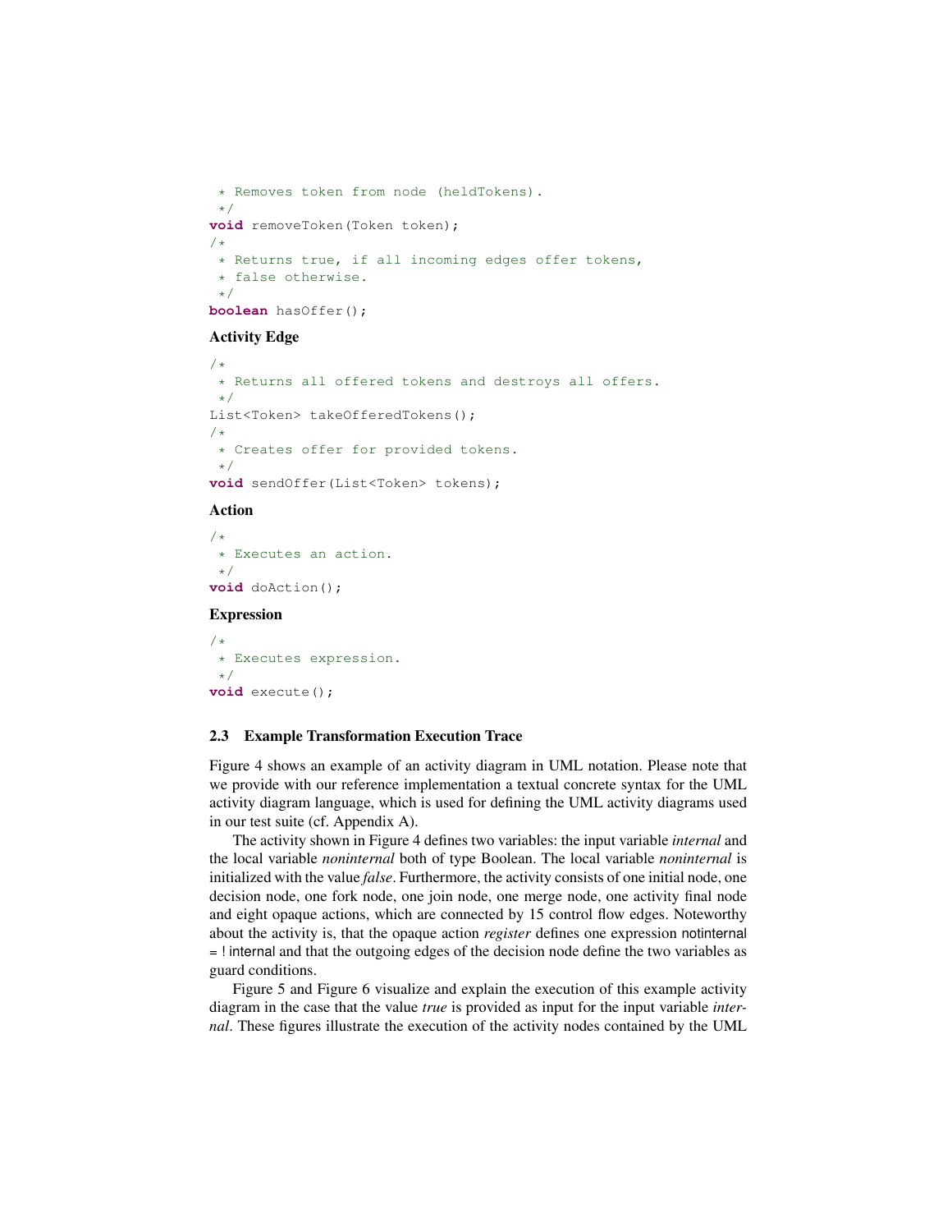```
 * Removes token from node (heldTokens).
 */
void removeToken(Token token);
/*
 * Returns true, if all incoming edges offer tokens,
 * false otherwise.
 */
boolean hasOffer();
```

**Activity Edge**

```
/*
 * Returns all offered tokens and destroys all offers.
 */
List<Token> takeOfferedTokens();
/*
 * Creates offer for provided tokens.
 */
void sendOffer(List<Token> tokens);
```

**Action**

```
/*
 * Executes an action.
 */
void doAction();
```

**Expression**

```
/*
 * Executes expression.
 */
void execute();
```

### 2.3 Example Transformation Execution Trace

Figure 4 shows an example of an activity diagram in UML notation. Please note that we provide with our reference implementation a textual concrete syntax for the UML activity diagram language, which is used for defining the UML activity diagrams used in our test suite (cf. Appendix A).

The activity shown in Figure 4 defines two variables: the input variable *internal* and the local variable *noninternal* both of type Boolean. The local variable *noninternal* is initialized with the value *false*. Furthermore, the activity consists of one initial node, one decision node, one fork node, one join node, one merge node, one activity final node and eight opaque actions, which are connected by 15 control flow edges. Noteworthy about the activity is, that the opaque action *register* defines one expression `notinternal = ! internal` and that the outgoing edges of the decision node define the two variables as guard conditions.

Figure 5 and Figure 6 visualize and explain the execution of this example activity diagram in the case that the value *true* is provided as input for the input variable *internal*. These figures illustrate the execution of the activity nodes contained by the UML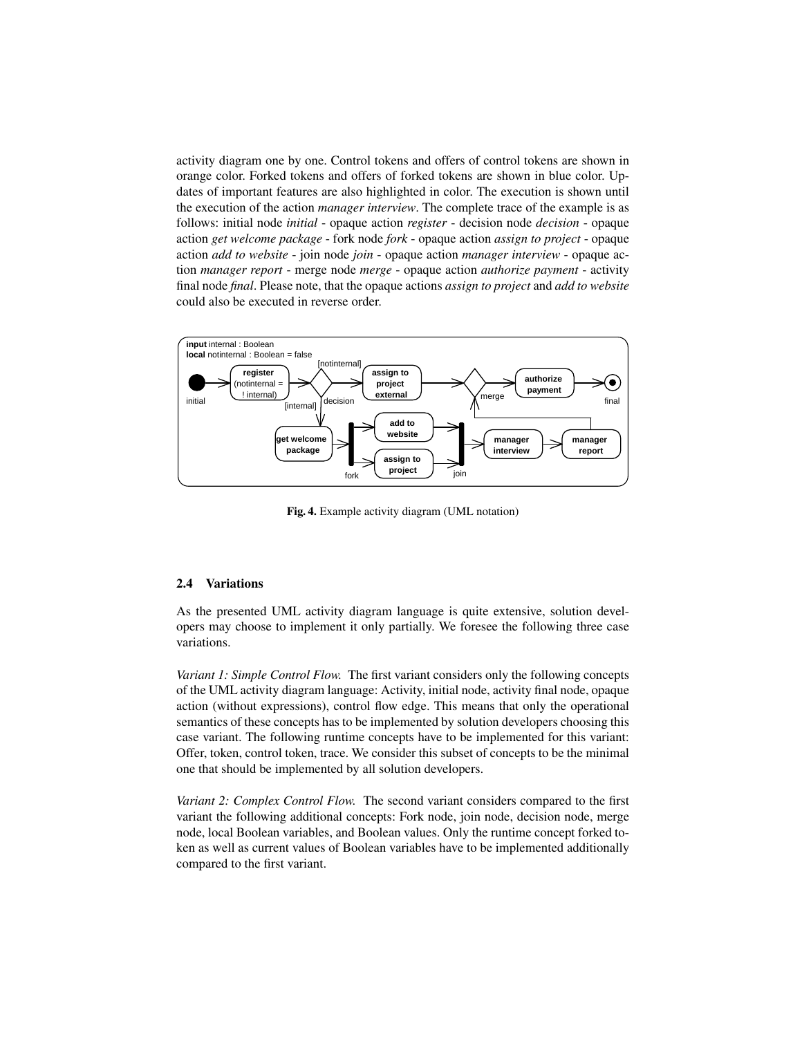activity diagram one by one. Control tokens and offers of control tokens are shown in orange color. Forked tokens and offers of forked tokens are shown in blue color. Updates of important features are also highlighted in color. The execution is shown until the execution of the action *manager interview*. The complete trace of the example is as follows: initial node *initial* - opaque action *register* - decision node *decision* - opaque action *get welcome package* - fork node *fork* - opaque action *assign to project* - opaque action *add to website* - join node *join* - opaque action *manager interview* - opaque action *manager report* - merge node *merge* - opaque action *authorize payment* - activity final node *final*. Please note, that the opaque actions *assign to project* and *add to website* could also be executed in reverse order.

**Fig. 4.** Example activity diagram (UML notation)

### 2.4 Variations

As the presented UML activity diagram language is quite extensive, solution developers may choose to implement it only partially. We foresee the following three case variations.

*Variant 1: Simple Control Flow.* The first variant considers only the following concepts of the UML activity diagram language: Activity, initial node, activity final node, opaque action (without expressions), control flow edge. This means that only the operational semantics of these concepts has to be implemented by solution developers choosing this case variant. The following runtime concepts have to be implemented for this variant: Offer, token, control token, trace. We consider this subset of concepts to be the minimal one that should be implemented by all solution developers.

*Variant 2: Complex Control Flow.* The second variant considers compared to the first variant the following additional concepts: Fork node, join node, decision node, merge node, local Boolean variables, and Boolean values. Only the runtime concept forked token as well as current values of Boolean variables have to be implemented additionally compared to the first variant.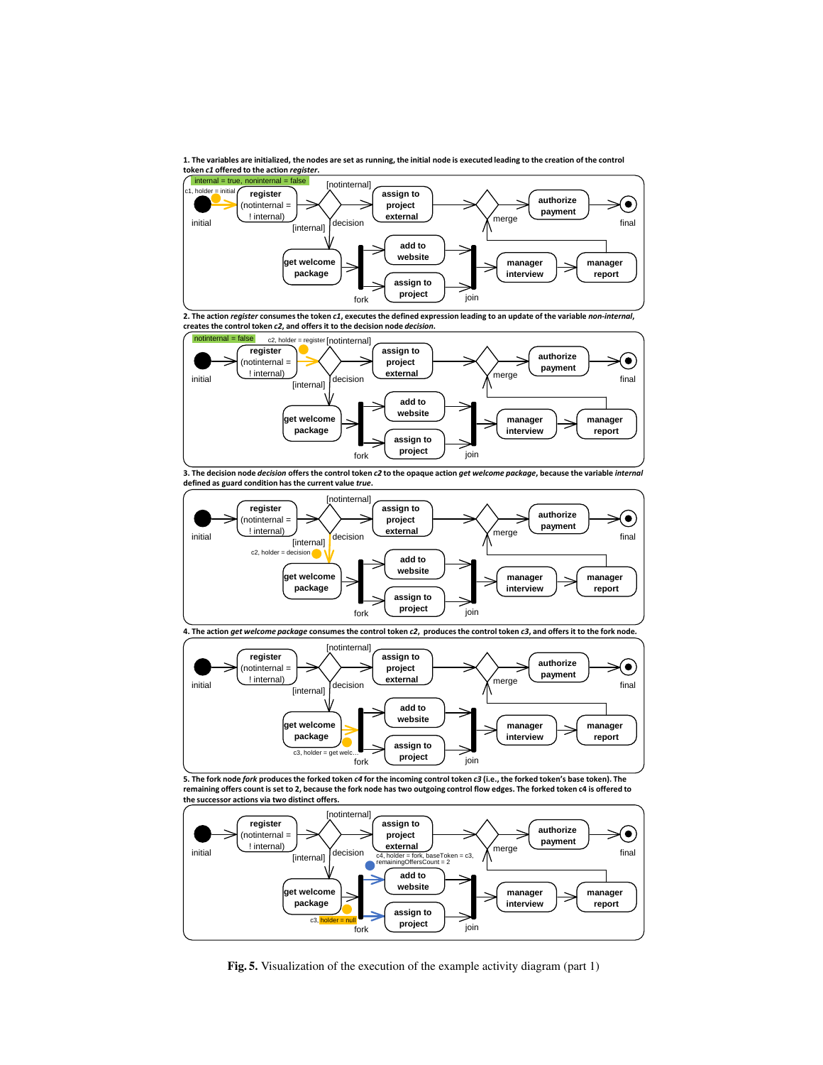**1. The variables are initialized, the nodes are set as running, the initial node is executed leading to the creation of the control token *c1* offered to the action *register*.**

**2. The action *register* consumes the token *c1*, executes the defined expression leading to an update of the variable *non-internal*, creates the control token *c2*, and offers it to the decision node *decision*.**

**3. The decision node *decision* offers the control token *c2* to the opaque action *get welcome package*, because the variable *internal* defined as guard condition has the current value *true*.**

**4. The action *get welcome package* consumes the control token *c2*, produces the control token *c3*, and offers it to the fork node.**

**5. The fork node *fork* produces the forked token *c4* for the incoming control token *c3* (i.e., the forked token's base token). The remaining offers count is set to 2, because the fork node has two outgoing control flow edges. The forked token c4 is offered to the successor actions via two distinct offers.**

**Fig. 5.** Visualization of the execution of the example activity diagram (part 1)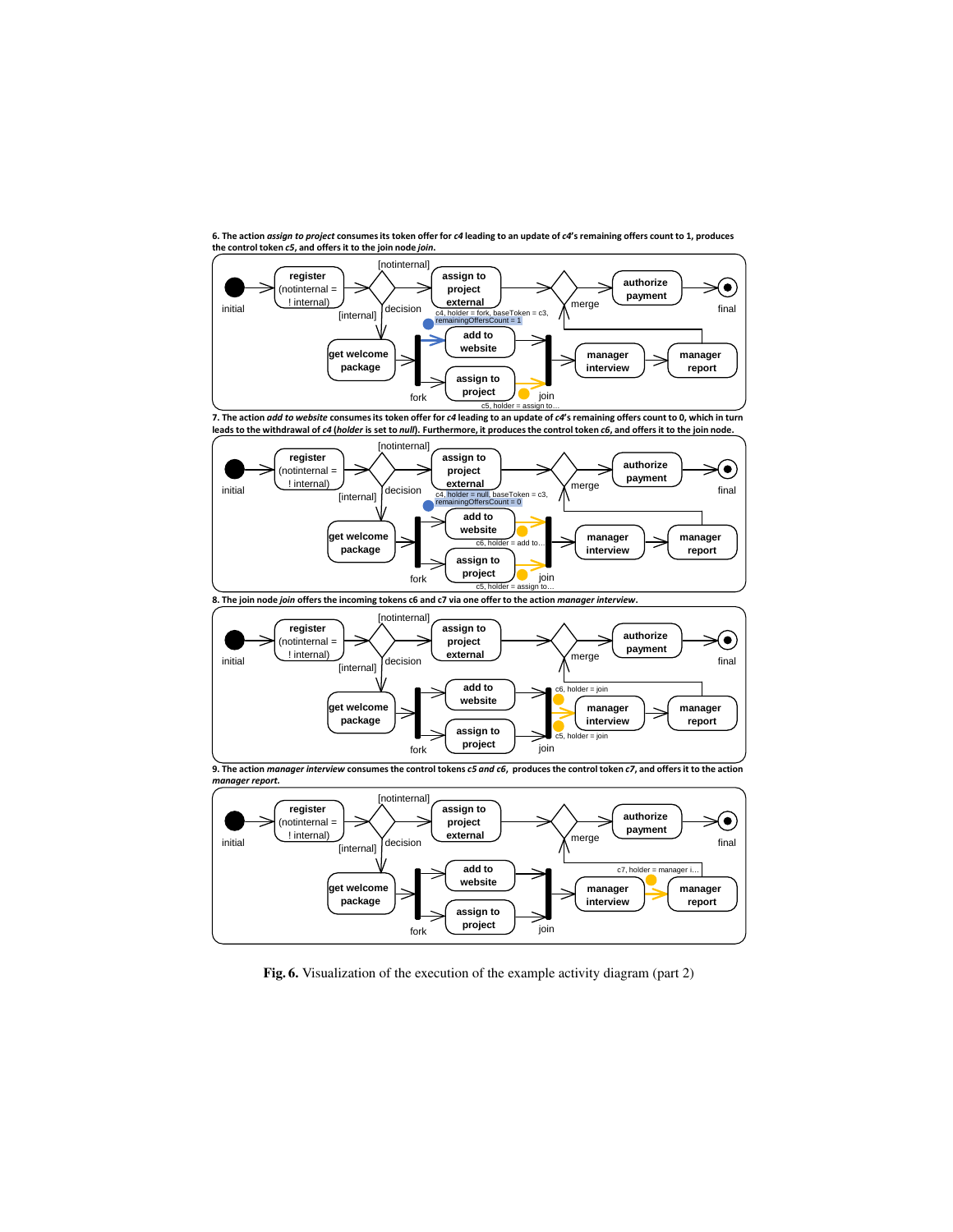**6.** The action *assign to project* consumes its token offer for *c4* leading to an update of *c4*'s remaining offers count to 1, produces the control token *c5*, and offers it to the join node *join*.

**7.** The action *add to website* consumes its token offer for *c4* leading to an update of *c4*'s remaining offers count to 0, which in turn leads to the withdrawal of *c4* (*holder* is set to *null*). Furthermore, it produces the control token *c6*, and offers it to the join node.

**8.** The join node *join* offers the incoming tokens c6 and c7 via one offer to the action *manager interview*.

**9.** The action *manager interview* consumes the control tokens *c5 and c6*, produces the control token *c7*, and offers it to the action *manager report*.

**Fig. 6.** Visualization of the execution of the example activity diagram (part 2)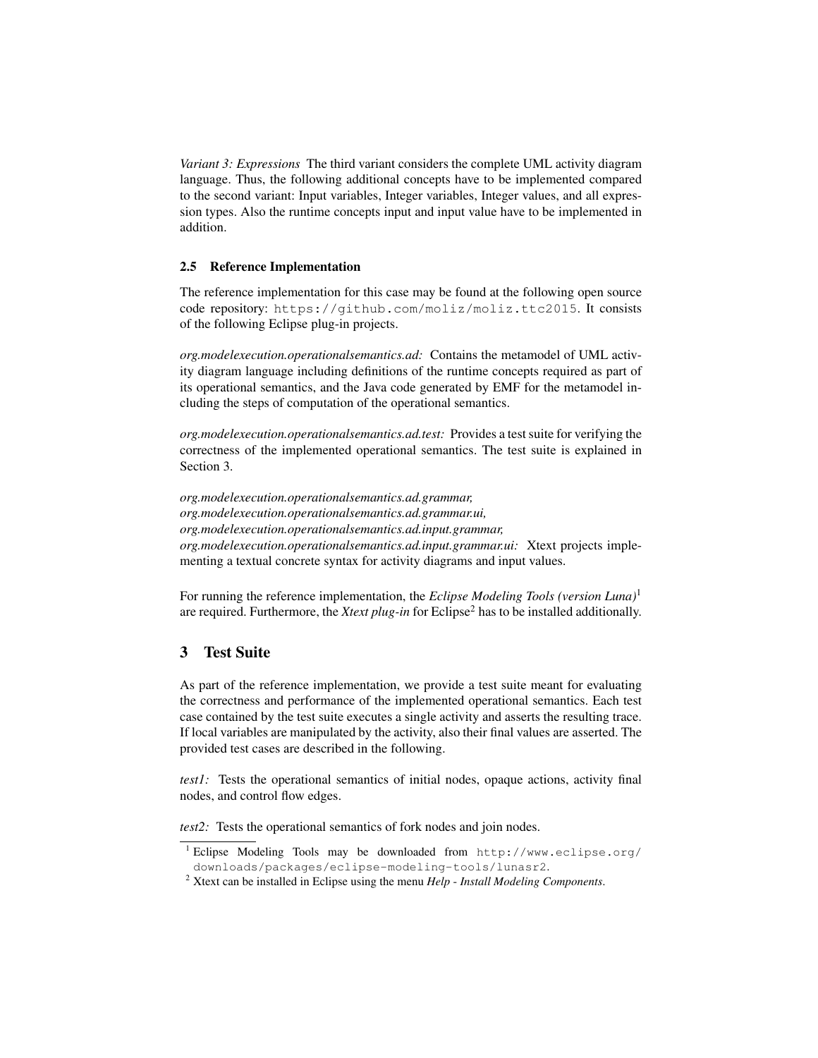*Variant 3: Expressions* The third variant considers the complete UML activity diagram language. Thus, the following additional concepts have to be implemented compared to the second variant: Input variables, Integer variables, Integer values, and all expression types. Also the runtime concepts input and input value have to be implemented in addition.

### 2.5 Reference Implementation

The reference implementation for this case may be found at the following open source code repository: `https://github.com/moliz/moliz.ttc2015`. It consists of the following Eclipse plug-in projects.

*org.modelexecution.operationalsemantics.ad:* Contains the metamodel of UML activity diagram language including definitions of the runtime concepts required as part of its operational semantics, and the Java code generated by EMF for the metamodel including the steps of computation of the operational semantics.

*org.modelexecution.operationalsemantics.ad.test:* Provides a test suite for verifying the correctness of the implemented operational semantics. The test suite is explained in Section 3.

*org.modelexecution.operationalsemantics.ad.grammar,*
*org.modelexecution.operationalsemantics.ad.grammar.ui,*
*org.modelexecution.operationalsemantics.ad.input.grammar,*
*org.modelexecution.operationalsemantics.ad.input.grammar.ui:* Xtext projects implementing a textual concrete syntax for activity diagrams and input values.

For running the reference implementation, the *Eclipse Modeling Tools (version Luna)*[1] are required. Furthermore, the *Xtext plug-in* for Eclipse[2] has to be installed additionally.

## 3 Test Suite

As part of the reference implementation, we provide a test suite meant for evaluating the correctness and performance of the implemented operational semantics. Each test case contained by the test suite executes a single activity and asserts the resulting trace. If local variables are manipulated by the activity, also their final values are asserted. The provided test cases are described in the following.

*test1:* Tests the operational semantics of initial nodes, opaque actions, activity final nodes, and control flow edges.

*test2:* Tests the operational semantics of fork nodes and join nodes.

---

[1] Eclipse Modeling Tools may be downloaded from `http://www.eclipse.org/downloads/packages/eclipse-modeling-tools/lunasr2`.

[2] Xtext can be installed in Eclipse using the menu *Help - Install Modeling Components*.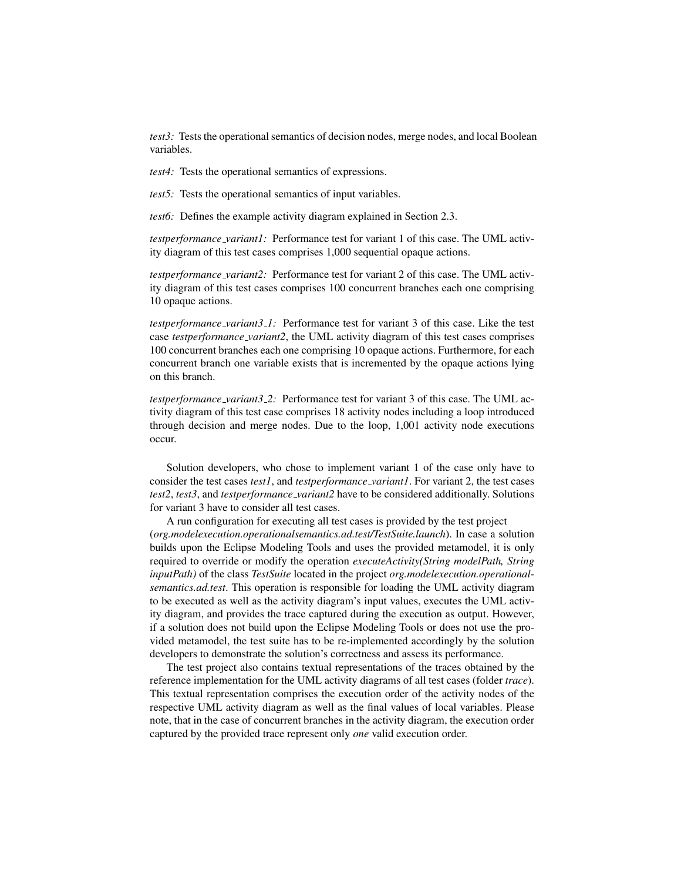*test3:* Tests the operational semantics of decision nodes, merge nodes, and local Boolean variables.

*test4:* Tests the operational semantics of expressions.

*test5:* Tests the operational semantics of input variables.

*test6:* Defines the example activity diagram explained in Section 2.3.

*testperformance_variant1:* Performance test for variant 1 of this case. The UML activity diagram of this test cases comprises 1,000 sequential opaque actions.

*testperformance_variant2:* Performance test for variant 2 of this case. The UML activity diagram of this test cases comprises 100 concurrent branches each one comprising 10 opaque actions.

*testperformance_variant3_1:* Performance test for variant 3 of this case. Like the test case *testperformance_variant2*, the UML activity diagram of this test cases comprises 100 concurrent branches each one comprising 10 opaque actions. Furthermore, for each concurrent branch one variable exists that is incremented by the opaque actions lying on this branch.

*testperformance_variant3_2:* Performance test for variant 3 of this case. The UML activity diagram of this test case comprises 18 activity nodes including a loop introduced through decision and merge nodes. Due to the loop, 1,001 activity node executions occur.

Solution developers, who chose to implement variant 1 of the case only have to consider the test cases *test1*, and *testperformance_variant1*. For variant 2, the test cases *test2*, *test3*, and *testperformance_variant2* have to be considered additionally. Solutions for variant 3 have to consider all test cases.

A run configuration for executing all test cases is provided by the test project (*org.modelexecution.operationalsemantics.ad.test/TestSuite.launch*). In case a solution builds upon the Eclipse Modeling Tools and uses the provided metamodel, it is only required to override or modify the operation *executeActivity(String modelPath, String inputPath)* of the class *TestSuite* located in the project *org.modelexecution.operationalsemantics.ad.test*. This operation is responsible for loading the UML activity diagram to be executed as well as the activity diagram's input values, executes the UML activity diagram, and provides the trace captured during the execution as output. However, if a solution does not build upon the Eclipse Modeling Tools or does not use the provided metamodel, the test suite has to be re-implemented accordingly by the solution developers to demonstrate the solution's correctness and assess its performance.

The test project also contains textual representations of the traces obtained by the reference implementation for the UML activity diagrams of all test cases (folder *trace*). This textual representation comprises the execution order of the activity nodes of the respective UML activity diagram as well as the final values of local variables. Please note, that in the case of concurrent branches in the activity diagram, the execution order captured by the provided trace represent only *one* valid execution order.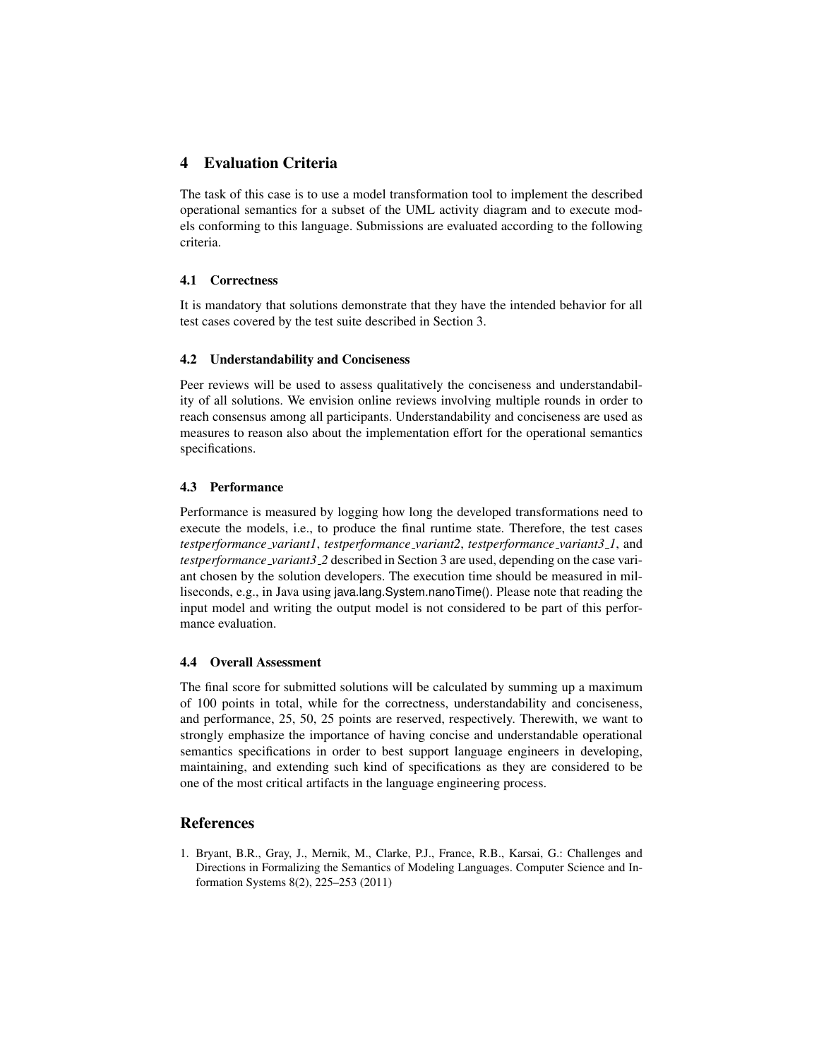## 4 Evaluation Criteria

The task of this case is to use a model transformation tool to implement the described operational semantics for a subset of the UML activity diagram and to execute models conforming to this language. Submissions are evaluated according to the following criteria.

### 4.1 Correctness

It is mandatory that solutions demonstrate that they have the intended behavior for all test cases covered by the test suite described in Section 3.

### 4.2 Understandability and Conciseness

Peer reviews will be used to assess qualitatively the conciseness and understandability of all solutions. We envision online reviews involving multiple rounds in order to reach consensus among all participants. Understandability and conciseness are used as measures to reason also about the implementation effort for the operational semantics specifications.

### 4.3 Performance

Performance is measured by logging how long the developed transformations need to execute the models, i.e., to produce the final runtime state. Therefore, the test cases *testperformance_variant1*, *testperformance_variant2*, *testperformance_variant3_1*, and *testperformance_variant3_2* described in Section 3 are used, depending on the case variant chosen by the solution developers. The execution time should be measured in milliseconds, e.g., in Java using java.lang.System.nanoTime(). Please note that reading the input model and writing the output model is not considered to be part of this performance evaluation.

### 4.4 Overall Assessment

The final score for submitted solutions will be calculated by summing up a maximum of 100 points in total, while for the correctness, understandability and conciseness, and performance, 25, 50, 25 points are reserved, respectively. Therewith, we want to strongly emphasize the importance of having concise and understandable operational semantics specifications in order to best support language engineers in developing, maintaining, and extending such kind of specifications as they are considered to be one of the most critical artifacts in the language engineering process.

## References

1. Bryant, B.R., Gray, J., Mernik, M., Clarke, P.J., France, R.B., Karsai, G.: Challenges and Directions in Formalizing the Semantics of Modeling Languages. Computer Science and Information Systems 8(2), 225–253 (2011)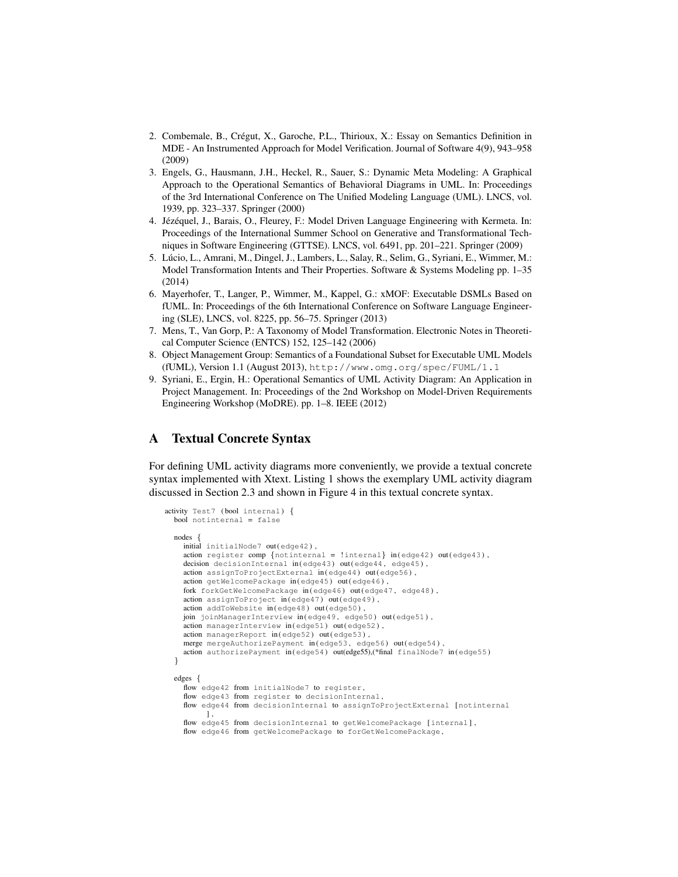2. Combemale, B., Crégut, X., Garoche, P.L., Thirioux, X.: Essay on Semantics Definition in MDE - An Instrumented Approach for Model Verification. Journal of Software 4(9), 943–958 (2009)
3. Engels, G., Hausmann, J.H., Heckel, R., Sauer, S.: Dynamic Meta Modeling: A Graphical Approach to the Operational Semantics of Behavioral Diagrams in UML. In: Proceedings of the 3rd International Conference on The Unified Modeling Language (UML). LNCS, vol. 1939, pp. 323–337. Springer (2000)
4. Jézéquel, J., Barais, O., Fleurey, F.: Model Driven Language Engineering with Kermeta. In: Proceedings of the International Summer School on Generative and Transformational Techniques in Software Engineering (GTTSE). LNCS, vol. 6491, pp. 201–221. Springer (2009)
5. Lúcio, L., Amrani, M., Dingel, J., Lambers, L., Salay, R., Selim, G., Syriani, E., Wimmer, M.: Model Transformation Intents and Their Properties. Software & Systems Modeling pp. 1–35 (2014)
6. Mayerhofer, T., Langer, P., Wimmer, M., Kappel, G.: xMOF: Executable DSMLs Based on fUML. In: Proceedings of the 6th International Conference on Software Language Engineering (SLE), LNCS, vol. 8225, pp. 56–75. Springer (2013)
7. Mens, T., Van Gorp, P.: A Taxonomy of Model Transformation. Electronic Notes in Theoretical Computer Science (ENTCS) 152, 125–142 (2006)
8. Object Management Group: Semantics of a Foundational Subset for Executable UML Models (fUML), Version 1.1 (August 2013), http://www.omg.org/spec/FUML/1.1
9. Syriani, E., Ergin, H.: Operational Semantics of UML Activity Diagram: An Application in Project Management. In: Proceedings of the 2nd Workshop on Model-Driven Requirements Engineering Workshop (MoDRE). pp. 1–8. IEEE (2012)

# A Textual Concrete Syntax

For defining UML activity diagrams more conveniently, we provide a textual concrete syntax implemented with Xtext. Listing 1 shows the exemplary UML activity diagram discussed in Section 2.3 and shown in Figure 4 in this textual concrete syntax.

```
activity Test7 (bool internal) {
  bool notinternal = false

  nodes {
    initial initialNode7 out(edge42),
    action register comp {notinternal = !internal} in(edge42) out(edge43),
    decision decisionInternal in(edge43) out(edge44, edge45),
    action assignToProjectExternal in(edge44) out(edge56),
    action getWelcomePackage in(edge45) out(edge46),
    fork forkGetWelcomePackage in(edge46) out(edge47, edge48),
    action assignToProject in(edge47) out(edge49),
    action addToWebsite in(edge48) out(edge50),
    join joinManagerInterview in(edge49, edge50) out(edge51),
    action managerInterview in(edge51) out(edge52),
    action managerReport in(edge52) out(edge53),
    merge mergeAuthorizePayment in(edge53, edge56) out(edge54),
    action authorizePayment in(edge54) out(edge55),(*final finalNode7 in(edge55)
  }

  edges {
    flow edge42 from initialNode7 to register,
    flow edge43 from register to decisionInternal,
    flow edge44 from decisionInternal to assignToProjectExternal [notinternal
        ],
    flow edge45 from decisionInternal to getWelcomePackage [internal],
    flow edge46 from getWelcomePackage to forGetWelcomePackage,
```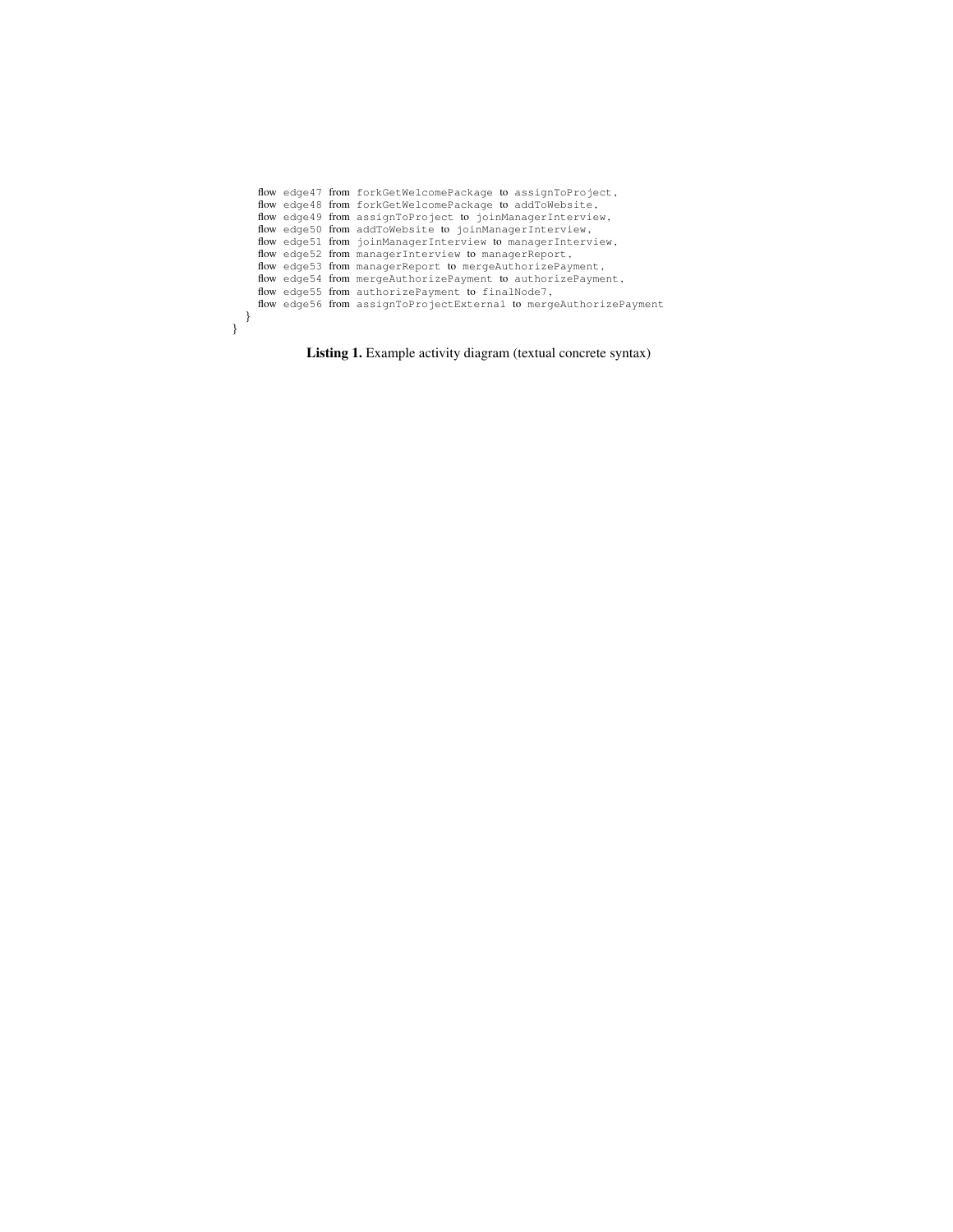```
    flow edge47 from forkGetWelcomePackage to assignToProject,
    flow edge48 from forkGetWelcomePackage to addToWebsite,
    flow edge49 from assignToProject to joinManagerInterview,
    flow edge50 from addToWebsite to joinManagerInterview,
    flow edge51 from joinManagerInterview to managerInterview,
    flow edge52 from managerInterview to managerReport,
    flow edge53 from managerReport to mergeAuthorizePayment,
    flow edge54 from mergeAuthorizePayment to authorizePayment,
    flow edge55 from authorizePayment to finalNode7,
    flow edge56 from assignToProjectExternal to mergeAuthorizePayment
  }
}
```

**Listing 1.** Example activity diagram (textual concrete syntax)